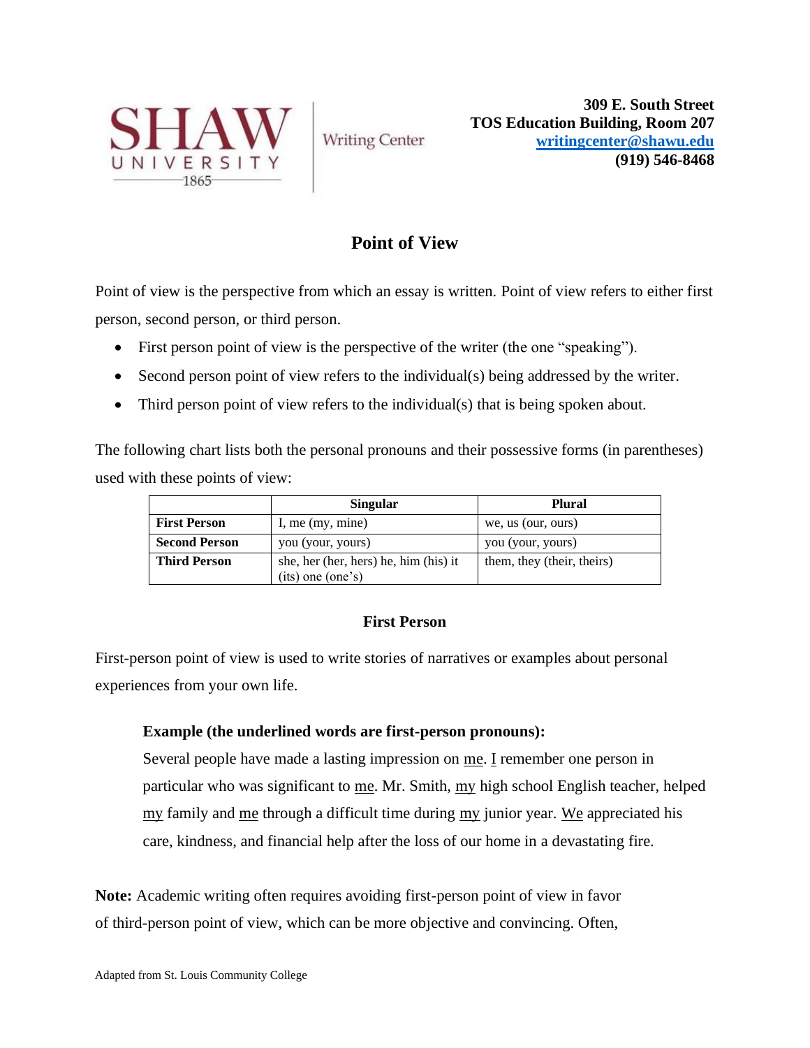SHAW UNIVERSITY 1865 | Writing Center

**309 E. South Street**
**TOS Education Building, Room 207**
**[writingcenter@shawu.edu](mailto:writingcenter@shawu.edu)**
**(919) 546-8468**

# Point of View

Point of view is the perspective from which an essay is written. Point of view refers to either first person, second person, or third person.

- First person point of view is the perspective of the writer (the one "speaking").
- Second person point of view refers to the individual(s) being addressed by the writer.
- Third person point of view refers to the individual(s) that is being spoken about.

The following chart lists both the personal pronouns and their possessive forms (in parentheses) used with these points of view:

| | Singular | Plural |
|---|---|---|
| **First Person** | I, me (my, mine) | we, us (our, ours) |
| **Second Person** | you (your, yours) | you (your, yours) |
| **Third Person** | she, her (her, hers) he, him (his) it (its) one (one's) | them, they (their, theirs) |

## First Person

First-person point of view is used to write stories of narratives or examples about personal experiences from your own life.

> **Example (the underlined words are first-person pronouns):**
> Several people have made a lasting impression on <u>me</u>. <u>I</u> remember one person in particular who was significant to <u>me</u>. Mr. Smith, <u>my</u> high school English teacher, helped <u>my</u> family and <u>me</u> through a difficult time during <u>my</u> junior year. <u>We</u> appreciated his care, kindness, and financial help after the loss of our home in a devastating fire.

**Note:** Academic writing often requires avoiding first-person point of view in favor of third-person point of view, which can be more objective and convincing. Often,

Adapted from St. Louis Community College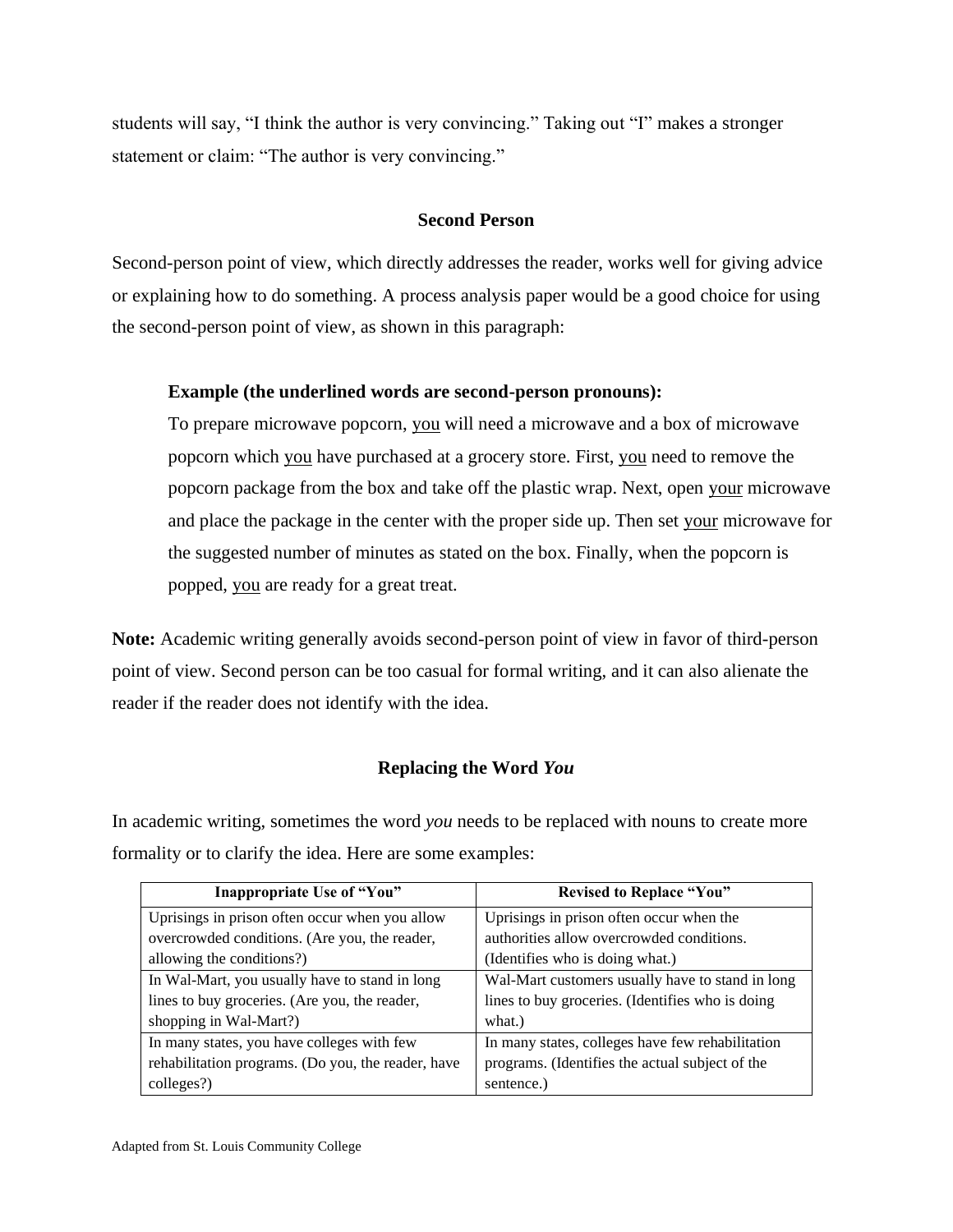students will say, "I think the author is very convincing." Taking out "I" makes a stronger statement or claim: "The author is very convincing."

### Second Person

Second-person point of view, which directly addresses the reader, works well for giving advice or explaining how to do something. A process analysis paper would be a good choice for using the second-person point of view, as shown in this paragraph:

> **Example (the underlined words are second-person pronouns):**
>
> To prepare microwave popcorn, <u>you</u> will need a microwave and a box of microwave popcorn which <u>you</u> have purchased at a grocery store. First, <u>you</u> need to remove the popcorn package from the box and take off the plastic wrap. Next, open <u>your</u> microwave and place the package in the center with the proper side up. Then set <u>your</u> microwave for the suggested number of minutes as stated on the box. Finally, when the popcorn is popped, <u>you</u> are ready for a great treat.

**Note:** Academic writing generally avoids second-person point of view in favor of third-person point of view. Second person can be too casual for formal writing, and it can also alienate the reader if the reader does not identify with the idea.

### Replacing the Word *You*

In academic writing, sometimes the word *you* needs to be replaced with nouns to create more formality or to clarify the idea. Here are some examples:

| Inappropriate Use of "You" | Revised to Replace "You" |
|---|---|
| Uprisings in prison often occur when you allow overcrowded conditions. (Are you, the reader, allowing the conditions?) | Uprisings in prison often occur when the authorities allow overcrowded conditions. (Identifies who is doing what.) |
| In Wal-Mart, you usually have to stand in long lines to buy groceries. (Are you, the reader, shopping in Wal-Mart?) | Wal-Mart customers usually have to stand in long lines to buy groceries. (Identifies who is doing what.) |
| In many states, you have colleges with few rehabilitation programs. (Do you, the reader, have colleges?) | In many states, colleges have few rehabilitation programs. (Identifies the actual subject of the sentence.) |

Adapted from St. Louis Community College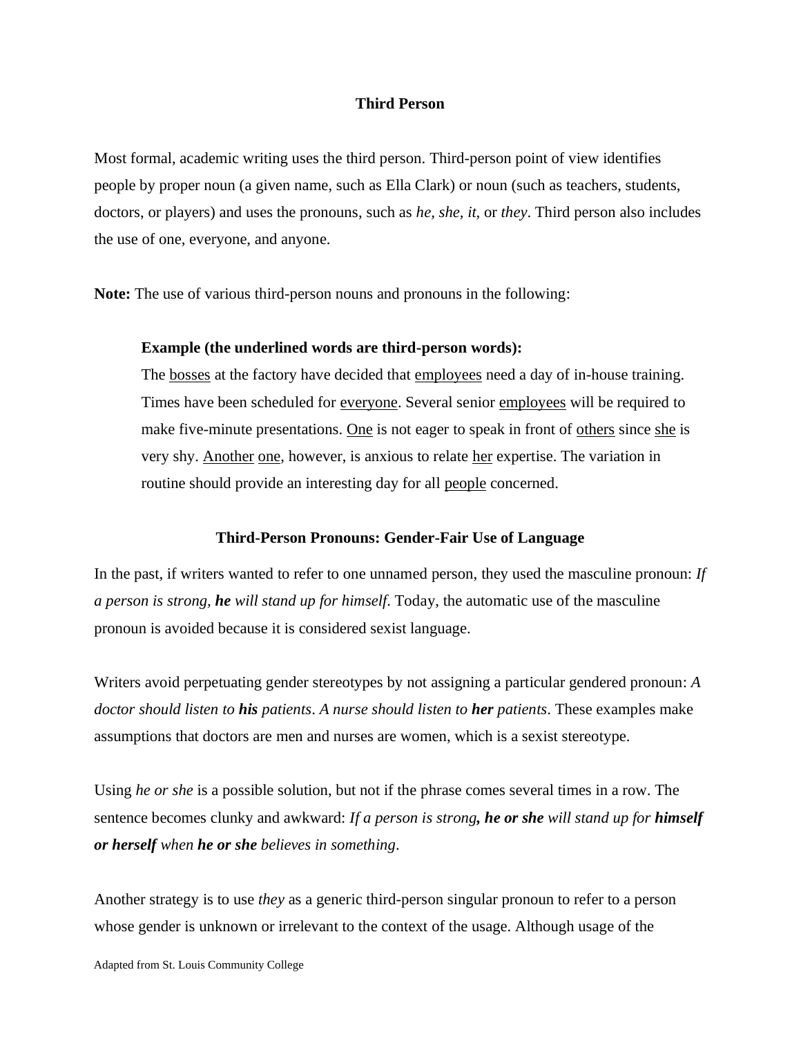## Third Person

Most formal, academic writing uses the third person. Third-person point of view identifies people by proper noun (a given name, such as Ella Clark) or noun (such as teachers, students, doctors, or players) and uses the pronouns, such as *he, she, it,* or *they*. Third person also includes the use of one, everyone, and anyone.

**Note:** The use of various third-person nouns and pronouns in the following:

> **Example (the underlined words are third-person words):**
> The <u>bosses</u> at the factory have decided that <u>employees</u> need a day of in-house training. Times have been scheduled for <u>everyone</u>. Several senior <u>employees</u> will be required to make five-minute presentations. <u>One</u> is not eager to speak in front of <u>others</u> since <u>she</u> is very shy. <u>Another</u> <u>one</u>, however, is anxious to relate <u>her</u> expertise. The variation in routine should provide an interesting day for all <u>people</u> concerned.

## Third-Person Pronouns: Gender-Fair Use of Language

In the past, if writers wanted to refer to one unnamed person, they used the masculine pronoun: *If a person is strong,* ***he*** *will stand up for himself*. Today, the automatic use of the masculine pronoun is avoided because it is considered sexist language.

Writers avoid perpetuating gender stereotypes by not assigning a particular gendered pronoun: *A doctor should listen to* ***his*** *patients*. *A nurse should listen to* ***her*** *patients*. These examples make assumptions that doctors are men and nurses are women, which is a sexist stereotype.

Using *he or she* is a possible solution, but not if the phrase comes several times in a row. The sentence becomes clunky and awkward: *If a person is strong****, he or she*** *will stand up for* ***himself or herself*** *when* ***he or she*** *believes in something*.

Another strategy is to use *they* as a generic third-person singular pronoun to refer to a person whose gender is unknown or irrelevant to the context of the usage. Although usage of the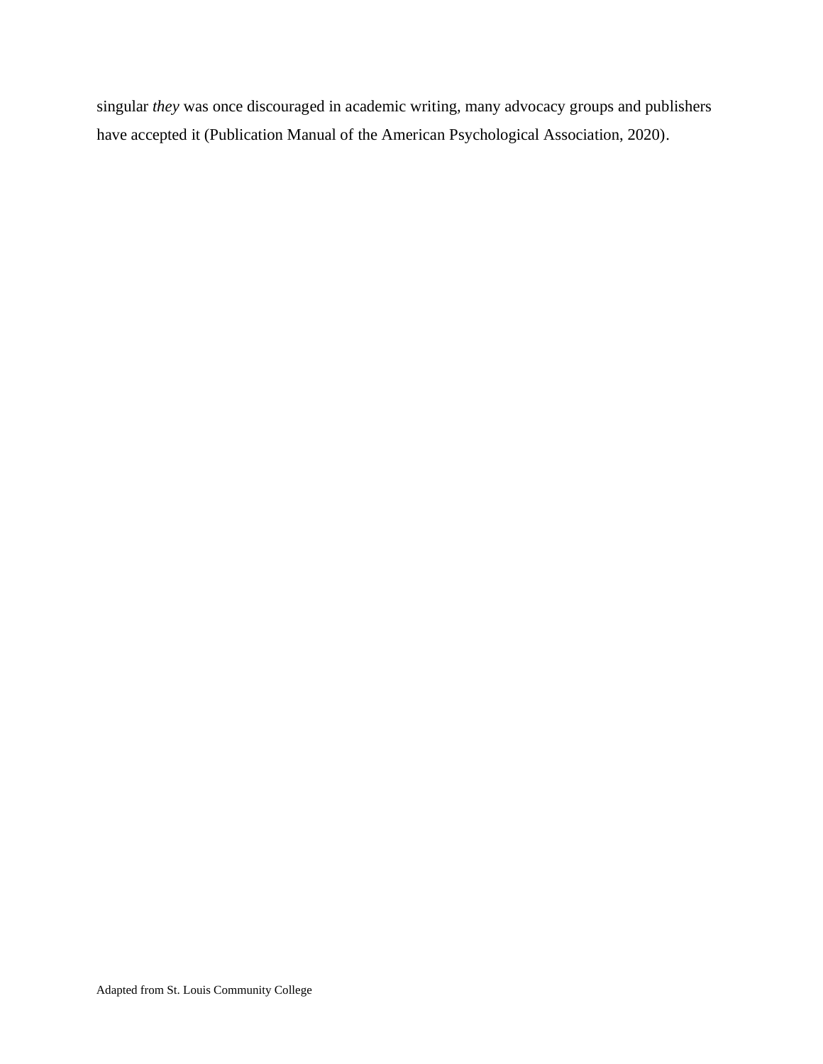singular *they* was once discouraged in academic writing, many advocacy groups and publishers have accepted it (Publication Manual of the American Psychological Association, 2020).

Adapted from St. Louis Community College